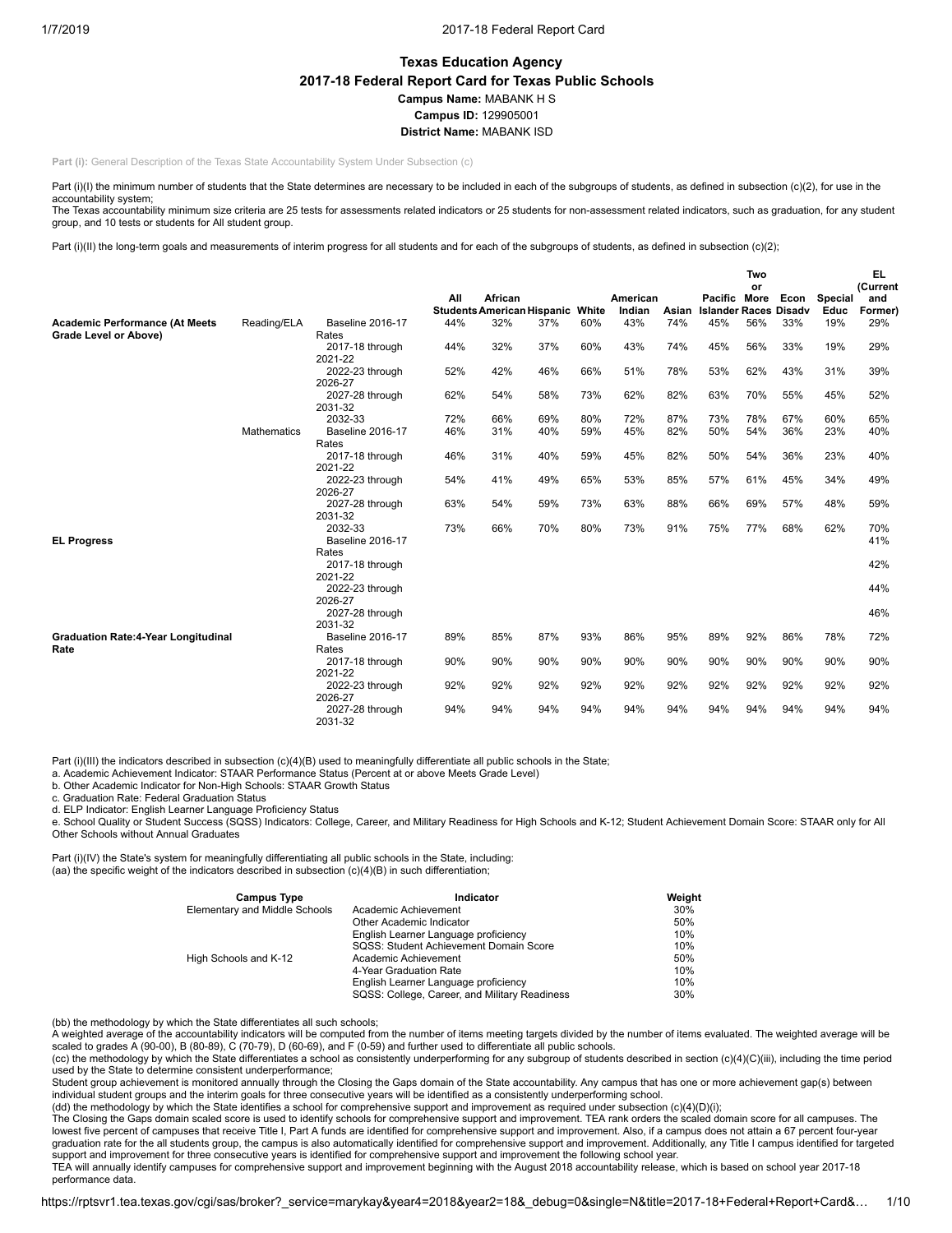# Texas Education Agency

## 2017-18 Federal Report Card for Texas Public Schools

**Campus Name:** MABANK H S

**Campus ID:** 129905001

**District Name:** MABANK ISD

**Part (i):** General Description of the Texas State Accountability System Under Subsection (c)

Part (i)(I) the minimum number of students that the State determines are necessary to be included in each of the subgroups of students, as defined in subsection (c)(2), for use in the accountability system;

The Texas accountability minimum size criteria are 25 tests for assessments related indicators or 25 students for non-assessment related indicators, such as graduation, for any student group, and 10 tests or students for All student group.

Part (i)(II) the long-term goals and measurements of interim progress for all students and for each of the subgroups of students, as defined in subsection (c)(2);

| | | | All Students | African American | Hispanic | White | American Indian | Asian | Pacific Islander | Two or More Races | Econ Disadv | Special Educ | EL (Current and Former) |
|---|---|---|---|---|---|---|---|---|---|---|---|---|---|
| **Academic Performance (At Meets Grade Level or Above)** | Reading/ELA | Baseline 2016-17 Rates | 44% | 32% | 37% | 60% | 43% | 74% | 45% | 56% | 33% | 19% | 29% |
| | | 2017-18 through 2021-22 | 44% | 32% | 37% | 60% | 43% | 74% | 45% | 56% | 33% | 19% | 29% |
| | | 2022-23 through 2026-27 | 52% | 42% | 46% | 66% | 51% | 78% | 53% | 62% | 43% | 31% | 39% |
| | | 2027-28 through 2031-32 | 62% | 54% | 58% | 73% | 62% | 82% | 63% | 70% | 55% | 45% | 52% |
| | | 2032-33 | 72% | 66% | 69% | 80% | 72% | 87% | 73% | 78% | 67% | 60% | 65% |
| | Mathematics | Baseline 2016-17 Rates | 46% | 31% | 40% | 59% | 45% | 82% | 50% | 54% | 36% | 23% | 40% |
| | | 2017-18 through 2021-22 | 46% | 31% | 40% | 59% | 45% | 82% | 50% | 54% | 36% | 23% | 40% |
| | | 2022-23 through 2026-27 | 54% | 41% | 49% | 65% | 53% | 85% | 57% | 61% | 45% | 34% | 49% |
| | | 2027-28 through 2031-32 | 63% | 54% | 59% | 73% | 63% | 88% | 66% | 69% | 57% | 48% | 59% |
| | | 2032-33 | 73% | 66% | 70% | 80% | 73% | 91% | 75% | 77% | 68% | 62% | 70% |
| **EL Progress** | | Baseline 2016-17 Rates | | | | | | | | | | | 41% |
| | | 2017-18 through 2021-22 | | | | | | | | | | | 42% |
| | | 2022-23 through 2026-27 | | | | | | | | | | | 44% |
| | | 2027-28 through 2031-32 | | | | | | | | | | | 46% |
| **Graduation Rate:4-Year Longitudinal Rate** | | Baseline 2016-17 Rates | 89% | 85% | 87% | 93% | 86% | 95% | 89% | 92% | 86% | 78% | 72% |
| | | 2017-18 through 2021-22 | 90% | 90% | 90% | 90% | 90% | 90% | 90% | 90% | 90% | 90% | 90% |
| | | 2022-23 through 2026-27 | 92% | 92% | 92% | 92% | 92% | 92% | 92% | 92% | 92% | 92% | 92% |
| | | 2027-28 through 2031-32 | 94% | 94% | 94% | 94% | 94% | 94% | 94% | 94% | 94% | 94% | 94% |

Part (i)(III) the indicators described in subsection (c)(4)(B) used to meaningfully differentiate all public schools in the State;

a. Academic Achievement Indicator: STAAR Performance Status (Percent at or above Meets Grade Level)

b. Other Academic Indicator for Non-High Schools: STAAR Growth Status

c. Graduation Rate: Federal Graduation Status

d. ELP Indicator: English Learner Language Proficiency Status

e. School Quality or Student Success (SQSS) Indicators: College, Career, and Military Readiness for High Schools and K-12; Student Achievement Domain Score: STAAR only for All Other Schools without Annual Graduates

Part (i)(IV) the State's system for meaningfully differentiating all public schools in the State, including:

(aa) the specific weight of the indicators described in subsection (c)(4)(B) in such differentiation;

| Campus Type | Indicator | Weight |
|---|---|---|
| Elementary and Middle Schools | Academic Achievement | 30% |
| | Other Academic Indicator | 50% |
| | English Learner Language proficiency | 10% |
| | SQSS: Student Achievement Domain Score | 10% |
| High Schools and K-12 | Academic Achievement | 50% |
| | 4-Year Graduation Rate | 10% |
| | English Learner Language proficiency | 10% |
| | SQSS: College, Career, and Military Readiness | 30% |

(bb) the methodology by which the State differentiates all such schools;

A weighted average of the accountability indicators will be computed from the number of items meeting targets divided by the number of items evaluated. The weighted average will be scaled to grades A (90-00), B (80-89), C (70-79), D (60-69), and F (0-59) and further used to differentiate all public schools.

(cc) the methodology by which the State differentiates a school as consistently underperforming for any subgroup of students described in section (c)(4)(C)(iii), including the time period used by the State to determine consistent underperformance;

Student group achievement is monitored annually through the Closing the Gaps domain of the State accountability. Any campus that has one or more achievement gap(s) between individual student groups and the interim goals for three consecutive years will be identified as a consistently underperforming school.

(dd) the methodology by which the State identifies a school for comprehensive support and improvement as required under subsection (c)(4)(D)(i);

The Closing the Gaps domain scaled score is used to identify schools for comprehensive support and improvement. TEA rank orders the scaled domain score for all campuses. The lowest five percent of campuses that receive Title I, Part A funds are identified for comprehensive support and improvement. Also, if a campus does not attain a 67 percent four-year graduation rate for the all students group, the campus is also automatically identified for comprehensive support and improvement. Additionally, any Title I campus identified for targeted support and improvement for three consecutive years is identified for comprehensive support and improvement the following school year.

TEA will annually identify campuses for comprehensive support and improvement beginning with the August 2018 accountability release, which is based on school year 2017-18 performance data.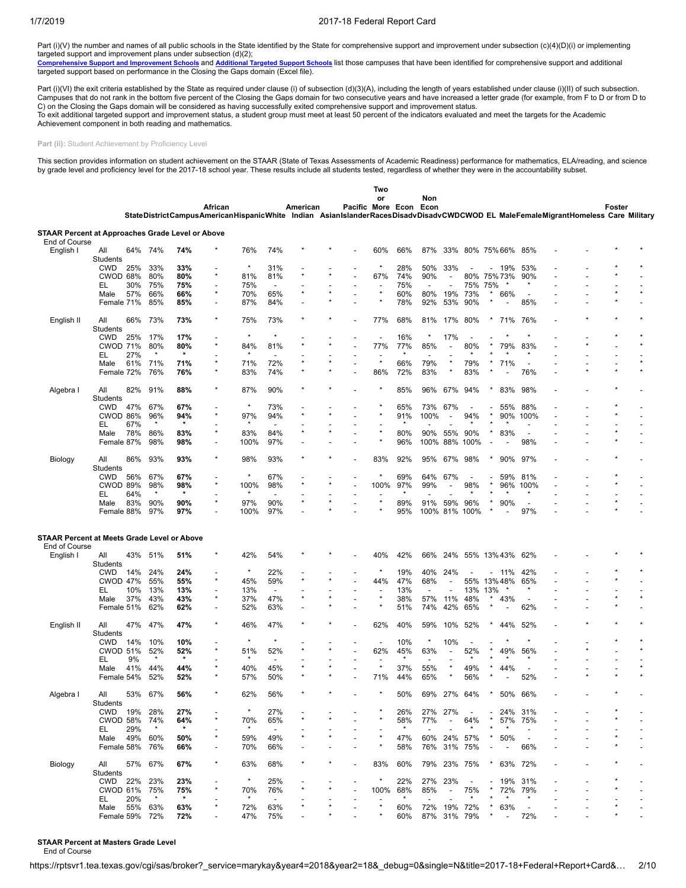Part (i)(V) the number and names of all public schools in the State identified by the State for comprehensive support and improvement under subsection (c)(4)(D)(i) or implementing targeted support and improvement plans under subsection (d)(2);

**Comprehensive Support and Improvement Schools** and **Additional Targeted Support Schools** list those campuses that have been identified for comprehensive support and additional targeted support based on performance in the Closing the Gaps domain (Excel file).

Part (i)(VI) the exit criteria established by the State as required under clause (i) of subsection (d)(3)(A), including the length of years established under clause (i)(II) of such subsection. Campuses that do not rank in the bottom five percent of the Closing the Gaps domain for two consecutive years and have increased a letter grade (for example, from F to D or from D to C) on the Closing the Gaps domain will be considered as having successfully exited comprehensive support and improvement status.
To exit additional targeted support and improvement status, a student group must meet at least 50 percent of the indicators evaluated and meet the targets for the Academic Achievement component in both reading and mathematics.

**Part (ii):** Student Achievement by Proficiency Level

This section provides information on student achievement on the STAAR (State of Texas Assessments of Academic Readiness) performance for mathematics, ELA/reading, and science by grade level and proficiency level for the 2017-18 school year. These results include all students tested, regardless of whether they were in the accountability subset.

| | | State | District | Campus | African American | Hispanic | White | American Indian | Asian | Pacific Islander | Two or More Races | Econ Disadv | Non Econ Disadv | CWD | CWOD | EL | Male | Female | Migrant | Homeless | Foster Care | Military |
|---|---|---|---|---|---|---|---|---|---|---|---|---|---|---|---|---|---|---|---|---|---|---|
| **STAAR Percent at Approaches Grade Level or Above** | | | | | | | | | | | | | | | | | | | | | | |
| End of Course | | | | | | | | | | | | | | | | | | | | | | |
| English I | All Students | 64% | 74% | **74%** | * | 76% | 74% | * | * | - | 60% | 66% | 87% | 33% | 80% | 75% | 66% | 85% | - | - | * | * |
| | CWD | 25% | 33% | **33%** | - | * | 31% | - | - | - | * | 28% | 50% | 33% | - | - | 19% | 53% | - | - | * | * |
| | CWOD | 68% | 80% | **80%** | * | 81% | 81% | * | * | - | 67% | 74% | 90% | - | 80% | 75% | 73% | 90% | - | - | * | * |
| | EL | 30% | 75% | **75%** | - | 75% | - | - | - | - | - | 75% | - | - | 75% | 75% | * | * | - | - | - | - |
| | Male | 57% | 66% | **66%** | * | 70% | 65% | * | * | - | * | 60% | 80% | 19% | 73% | * | 66% | - | - | - | * | * |
| | Female | 71% | 85% | **85%** | - | 87% | 84% | - | * | - | * | 78% | 92% | 53% | 90% | * | - | 85% | - | - | * | - |
| English II | All Students | 66% | 73% | **73%** | * | 75% | 73% | * | * | - | 77% | 68% | 81% | 17% | 80% | * | 71% | 76% | - | * | * | * |
| | CWD | 25% | 17% | **17%** | - | * | * | - | - | - | - | 16% | * | 17% | - | * | * | * | - | - | * | * |
| | CWOD | 71% | 80% | **80%** | * | 84% | 81% | * | * | - | 77% | 77% | 85% | - | 80% | * | 79% | 83% | - | * | - | * |
| | EL | 27% | * | * | - | * | - | - | - | - | - | * | - | - | * | * | * | * | - | - | - | - |
| | Male | 61% | 71% | **71%** | * | 71% | 72% | * | * | - | * | 66% | 79% | * | 79% | * | 71% | - | - | - | - | * |
| | Female | 72% | 76% | **76%** | * | 83% | 74% | * | * | - | 86% | 72% | 83% | * | 83% | * | - | 76% | - | * | * | * |
| Algebra I | All Students | 82% | 91% | **88%** | * | 87% | 90% | * | * | - | * | 85% | 96% | 67% | 94% | * | 83% | 98% | - | - | * | - |
| | CWD | 47% | 67% | **67%** | - | * | 73% | - | - | - | * | 65% | 73% | 67% | - | - | 55% | 88% | - | - | * | - |
| | CWOD | 86% | 96% | **94%** | * | 97% | 94% | * | * | - | * | 91% | 100% | - | 94% | * | 90% | 100% | - | - | * | - |
| | EL | 67% | * | * | - | * | - | - | - | - | - | * | - | - | * | * | * | - | - | - | - | - |
| | Male | 78% | 86% | **83%** | * | 83% | 84% | * | * | - | * | 80% | 90% | 55% | 90% | * | 83% | - | - | - | * | - |
| | Female | 87% | 98% | **98%** | - | 100% | 97% | - | - | - | * | 96% | 100% | 88% | 100% | - | - | 98% | - | - | * | - |
| Biology | All Students | 86% | 93% | **93%** | * | 98% | 93% | * | * | - | 83% | 92% | 95% | 67% | 98% | * | 90% | 97% | - | - | * | - |
| | CWD | 56% | 67% | **67%** | - | * | 67% | - | - | - | * | 69% | 64% | 67% | - | - | 59% | 81% | - | - | * | - |
| | CWOD | 89% | 98% | **98%** | * | 100% | 98% | * | * | - | 100% | 97% | 99% | - | 98% | * | 96% | 100% | - | - | * | - |
| | EL | 64% | * | * | - | * | - | - | - | - | - | * | - | - | * | * | * | * | - | - | - | - |
| | Male | 83% | 90% | **90%** | * | 97% | 90% | * | * | - | * | 89% | 91% | 59% | 96% | * | 90% | - | - | - | * | - |
| | Female | 88% | 97% | **97%** | - | 100% | 97% | - | * | - | * | 95% | 100% | 81% | 100% | * | - | 97% | - | - | * | - |
| **STAAR Percent at Meets Grade Level or Above** | | | | | | | | | | | | | | | | | | | | | | |
| End of Course | | | | | | | | | | | | | | | | | | | | | | |
| English I | All Students | 43% | 51% | **51%** | * | 42% | 54% | * | * | - | 40% | 42% | 66% | 24% | 55% | 13% | 43% | 62% | - | - | * | * |
| | CWD | 14% | 24% | **24%** | - | * | 22% | - | - | - | * | 19% | 40% | 24% | - | - | 11% | 42% | - | - | * | * |
| | CWOD | 47% | 55% | **55%** | * | 45% | 59% | * | * | - | 44% | 47% | 68% | - | 55% | 13% | 48% | 65% | - | - | * | - |
| | EL | 10% | 13% | **13%** | - | 13% | - | - | - | - | - | 13% | - | - | 13% | 13% | * | * | - | - | - | - |
| | Male | 37% | 43% | **43%** | * | 37% | 47% | * | * | - | * | 38% | 57% | 11% | 48% | * | 43% | - | - | - | * | * |
| | Female | 51% | 62% | **62%** | - | 52% | 63% | - | * | - | * | 51% | 74% | 42% | 65% | * | - | 62% | - | - | * | - |
| English II | All Students | 47% | 47% | **47%** | * | 46% | 47% | * | * | - | 62% | 40% | 59% | 10% | 52% | * | 44% | 52% | - | * | * | * |
| | CWD | 14% | 10% | **10%** | - | * | * | - | - | - | - | 10% | * | 10% | - | * | * | * | - | - | * | * |
| | CWOD | 51% | 52% | **52%** | * | 51% | 52% | * | * | - | 62% | 45% | 63% | - | 52% | * | 49% | 56% | - | * | - | * |
| | EL | 9% | * | * | - | * | - | - | - | - | - | * | - | - | * | * | * | * | - | - | - | - |
| | Male | 41% | 44% | **44%** | * | 40% | 45% | * | * | - | * | 37% | 55% | * | 49% | * | 44% | - | - | - | - | * |
| | Female | 54% | 52% | **52%** | * | 57% | 50% | * | * | - | 71% | 44% | 65% | * | 56% | * | - | 52% | - | * | * | * |
| Algebra I | All Students | 53% | 67% | **56%** | * | 62% | 56% | * | * | - | * | 50% | 69% | 27% | 64% | * | 50% | 66% | - | - | * | - |
| | CWD | 19% | 28% | **27%** | - | * | 27% | - | - | - | * | 26% | 27% | 27% | - | - | 24% | 31% | - | - | * | - |
| | CWOD | 58% | 74% | **64%** | * | 70% | 65% | * | * | - | * | 58% | 77% | - | 64% | * | 57% | 75% | - | - | * | - |
| | EL | 29% | * | * | - | * | - | - | - | - | - | * | - | - | * | * | * | - | - | - | - | - |
| | Male | 49% | 60% | **50%** | * | 59% | 49% | * | * | - | * | 47% | 60% | 24% | 57% | * | 50% | - | - | - | * | - |
| | Female | 58% | 76% | **66%** | - | 70% | 66% | - | - | - | * | 58% | 76% | 31% | 75% | - | - | 66% | - | - | * | - |
| Biology | All Students | 57% | 67% | **67%** | * | 63% | 68% | * | * | - | 83% | 60% | 79% | 23% | 75% | * | 63% | 72% | - | - | * | - |
| | CWD | 22% | 23% | **23%** | - | * | 25% | - | - | - | * | 22% | 27% | 23% | - | - | 19% | 31% | - | - | * | - |
| | CWOD | 61% | 75% | **75%** | * | 70% | 76% | * | * | - | 100% | 68% | 85% | - | 75% | * | 72% | 79% | - | - | * | - |
| | EL | 20% | * | * | - | * | - | - | - | - | - | * | - | - | * | * | * | * | - | - | - | - |
| | Male | 55% | 63% | **63%** | * | 72% | 63% | * | * | - | * | 60% | 72% | 19% | 72% | * | 63% | - | - | - | * | - |
| | Female | 59% | 72% | **72%** | - | 47% | 75% | - | * | - | * | 60% | 87% | 31% | 79% | * | - | 72% | - | - | * | - |

**STAAR Percent at Masters Grade Level**

End of Course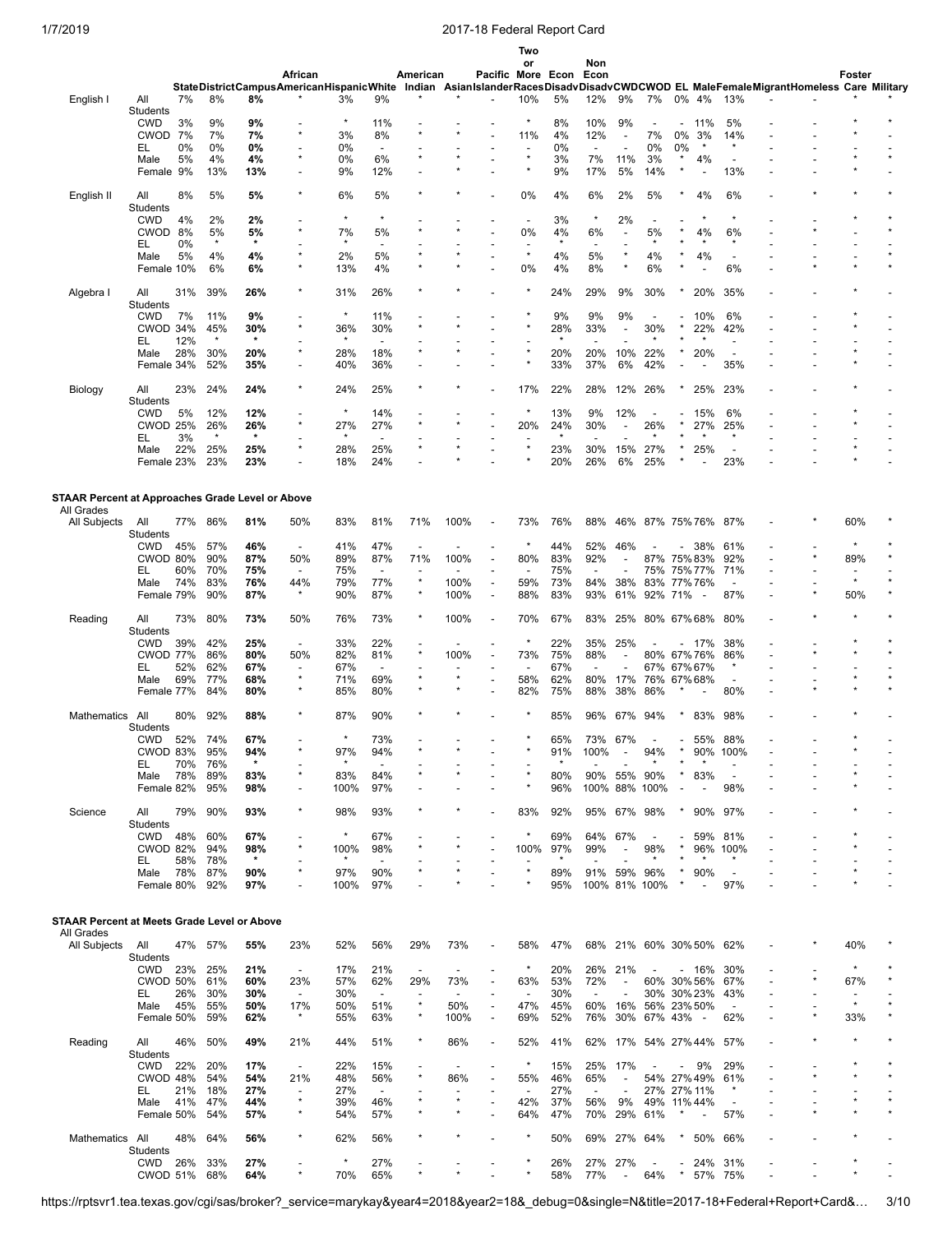| | | State | District | Campus | African American | Hispanic | White | American Indian | Asian | Pacific Islander | Two or More Races | Econ Disadv | Non Econ Disadv | CWD | CWOD | EL | Male | Female | Migrant | Homeless | Foster Care | Military |
|---|---|---|---|---|---|---|---|---|---|---|---|---|---|---|---|---|---|---|---|---|---|---|
| English I | All Students | 7% | 8% | **8%** | * | 3% | 9% | * | * | - | 10% | 5% | 12% | 9% | 7% | 0% | 4% | 13% | - | - | * | * |
| | CWD | 3% | 9% | **9%** | - | * | 11% | - | - | - | * | 8% | 10% | 9% | - | - | 11% | 5% | - | - | * | * |
| | CWOD | 7% | 7% | **7%** | * | 3% | 8% | * | * | - | 11% | 4% | 12% | - | 7% | 0% | 3% | 14% | - | - | * | - |
| | EL | 0% | 0% | **0%** | - | 0% | - | - | - | - | - | 0% | - | - | 0% | 0% | * | * | - | - | - | - |
| | Male | 5% | 4% | **4%** | * | 0% | 6% | * | * | - | * | 3% | 7% | 11% | 3% | * | 4% | - | - | - | * | * |
| | Female | 9% | 13% | **13%** | - | 9% | 12% | - | * | - | * | 9% | 17% | 5% | 14% | * | - | 13% | - | - | * | - |
| English II | All Students | 8% | 5% | **5%** | * | 6% | 5% | * | * | - | 0% | 4% | 6% | 2% | 5% | * | 4% | 6% | - | * | * | * |
| | CWD | 4% | 2% | **2%** | - | * | * | - | - | - | - | 3% | * | 2% | - | - | * | * | - | - | * | * |
| | CWOD | 8% | 5% | **5%** | * | 7% | 5% | * | * | - | 0% | 4% | 6% | - | 5% | * | 4% | 6% | - | * | - | * |
| | EL | 0% | * | ***** | - | * | - | - | - | - | - | * | - | - | * | * | * | * | - | - | - | - |
| | Male | 5% | 4% | **4%** | * | 2% | 5% | * | * | - | * | 4% | 5% | * | 4% | * | 4% | - | - | - | - | * |
| | Female | 10% | 6% | **6%** | * | 13% | 4% | * | * | - | 0% | 4% | 8% | * | 6% | * | - | 6% | - | * | * | * |
| Algebra I | All Students | 31% | 39% | **26%** | * | 31% | 26% | * | * | - | * | 24% | 29% | 9% | 30% | * | 20% | 35% | - | - | * | - |
| | CWD | 7% | 11% | **9%** | - | * | 11% | - | - | - | * | 9% | 9% | 9% | - | - | 10% | 6% | - | - | * | - |
| | CWOD | 34% | 45% | **30%** | * | 36% | 30% | * | * | - | * | 28% | 33% | - | 30% | * | 22% | 42% | - | - | * | - |
| | EL | 12% | * | ***** | - | * | - | - | - | - | - | * | - | - | * | * | * | - | - | - | - | - |
| | Male | 28% | 30% | **20%** | * | 28% | 18% | * | * | - | * | 20% | 20% | 10% | 22% | * | 20% | - | - | - | * | - |
| | Female | 34% | 52% | **35%** | - | 40% | 36% | - | - | - | * | 33% | 37% | 6% | 42% | - | - | 35% | - | - | * | - |
| Biology | All Students | 23% | 24% | **24%** | * | 24% | 25% | * | * | - | 17% | 22% | 28% | 12% | 26% | * | 25% | 23% | - | - | * | - |
| | CWD | 5% | 12% | **12%** | - | * | 14% | - | - | - | * | 13% | 9% | 12% | - | - | 15% | 6% | - | - | * | - |
| | CWOD | 25% | 26% | **26%** | * | 27% | 27% | * | * | - | 20% | 24% | 30% | - | 26% | * | 27% | 25% | - | - | * | - |
| | EL | 3% | * | ***** | - | * | - | - | - | - | - | * | - | - | * | * | * | * | - | - | - | - |
| | Male | 22% | 25% | **25%** | * | 28% | 25% | * | * | - | * | 23% | 30% | 15% | 27% | * | 25% | - | - | - | * | - |
| | Female | 23% | 23% | **23%** | - | 18% | 24% | - | * | - | * | 20% | 26% | 6% | 25% | * | - | 23% | - | - | * | - |
| **STAAR Percent at Approaches Grade Level or Above** | | | | | | | | | | | | | | | | | | | | | | |
| All Grades | | | | | | | | | | | | | | | | | | | | | | |
| All Subjects | All Students | 77% | 86% | **81%** | 50% | 83% | 81% | 71% | 100% | - | 73% | 76% | 88% | 46% | 87% | 75% | 76% | 87% | - | * | 60% | * |
| | CWD | 45% | 57% | **46%** | - | 41% | 47% | - | - | - | * | 44% | 52% | 46% | - | - | 38% | 61% | - | - | * | * |
| | CWOD | 80% | 90% | **87%** | 50% | 89% | 87% | 71% | 100% | - | 80% | 83% | 92% | - | 87% | 75% | 83% | 92% | - | * | 89% | * |
| | EL | 60% | 70% | **75%** | - | 75% | - | - | - | - | - | 75% | - | - | 75% | 75% | 77% | 71% | - | - | - | - |
| | Male | 74% | 83% | **76%** | 44% | 79% | 77% | * | 100% | - | 59% | 73% | 84% | 38% | 83% | 77% | 76% | - | - | - | * | * |
| | Female | 79% | 90% | **87%** | * | 90% | 87% | * | 100% | - | 88% | 83% | 93% | 61% | 92% | 71% | - | 87% | - | * | 50% | * |
| Reading | All Students | 73% | 80% | **73%** | 50% | 76% | 73% | * | 100% | - | 70% | 67% | 83% | 25% | 80% | 67% | 68% | 80% | - | * | * | * |
| | CWD | 39% | 42% | **25%** | - | 33% | 22% | - | - | - | * | 22% | 35% | 25% | - | - | 17% | 38% | - | - | * | * |
| | CWOD | 77% | 86% | **80%** | 50% | 82% | 81% | * | 100% | - | 73% | 75% | 88% | - | 80% | 67% | 76% | 86% | - | * | * | * |
| | EL | 52% | 62% | **67%** | - | 67% | - | - | - | - | - | 67% | - | - | 67% | 67% | 67% | * | - | - | - | - |
| | Male | 69% | 77% | **68%** | * | 71% | 69% | * | * | - | 58% | 62% | 80% | 17% | 76% | 67% | 68% | - | - | - | * | * |
| | Female | 77% | 84% | **80%** | * | 85% | 80% | * | * | - | 82% | 75% | 88% | 38% | 86% | * | - | 80% | - | * | * | * |
| Mathematics | All Students | 80% | 92% | **88%** | * | 87% | 90% | * | * | - | * | 85% | 96% | 67% | 94% | * | 83% | 98% | - | - | * | - |
| | CWD | 52% | 74% | **67%** | - | * | 73% | - | - | - | * | 65% | 73% | 67% | - | - | 55% | 88% | - | - | * | - |
| | CWOD | 83% | 95% | **94%** | * | 97% | 94% | * | * | - | * | 91% | 100% | - | 94% | * | 90% | 100% | - | - | * | - |
| | EL | 70% | 76% | ***** | - | * | - | - | - | - | - | * | - | - | * | * | * | - | - | - | - | - |
| | Male | 78% | 89% | **83%** | * | 83% | 84% | * | * | - | * | 80% | 90% | 55% | 90% | * | 83% | - | - | - | * | - |
| | Female | 82% | 95% | **98%** | - | 100% | 97% | - | - | - | * | 96% | 100% | 88% | 100% | - | - | 98% | - | - | * | - |
| Science | All Students | 79% | 90% | **93%** | * | 98% | 93% | * | * | - | 83% | 92% | 95% | 67% | 98% | * | 90% | 97% | - | - | * | - |
| | CWD | 48% | 60% | **67%** | - | * | 67% | - | - | - | * | 69% | 64% | 67% | - | - | 59% | 81% | - | - | * | - |
| | CWOD | 82% | 94% | **98%** | * | 100% | 98% | * | * | - | 100% | 97% | 99% | - | 98% | * | 96% | 100% | - | - | * | - |
| | EL | 58% | 78% | ***** | - | * | - | - | - | - | - | * | - | - | * | * | * | * | - | - | - | - |
| | Male | 78% | 87% | **90%** | * | 97% | 90% | * | * | - | * | 89% | 91% | 59% | 96% | * | 90% | - | - | - | * | - |
| | Female | 80% | 92% | **97%** | - | 100% | 97% | - | * | - | * | 95% | 100% | 81% | 100% | * | - | 97% | - | - | * | - |
| **STAAR Percent at Meets Grade Level or Above** | | | | | | | | | | | | | | | | | | | | | | |
| All Grades | | | | | | | | | | | | | | | | | | | | | | |
| All Subjects | All Students | 47% | 57% | **55%** | 23% | 52% | 56% | 29% | 73% | - | 58% | 47% | 68% | 21% | 60% | 30% | 50% | 62% | - | * | 40% | * |
| | CWD | 23% | 25% | **21%** | - | 17% | 21% | - | - | - | * | 20% | 26% | 21% | - | - | 16% | 30% | - | - | * | * |
| | CWOD | 50% | 61% | **60%** | 23% | 57% | 62% | 29% | 73% | - | 63% | 53% | 72% | - | 60% | 30% | 56% | 67% | - | * | 67% | * |
| | EL | 26% | 30% | **30%** | - | 30% | - | - | - | - | - | 30% | - | - | 30% | 30% | 23% | 43% | - | - | - | - |
| | Male | 45% | 55% | **50%** | 17% | 50% | 51% | * | 50% | - | 47% | 45% | 60% | 16% | 56% | 23% | 50% | - | - | - | * | * |
| | Female | 50% | 59% | **62%** | * | 55% | 63% | * | 100% | - | 69% | 52% | 76% | 30% | 67% | 43% | - | 62% | - | * | 33% | * |
| Reading | All Students | 46% | 50% | **49%** | 21% | 44% | 51% | * | 86% | - | 52% | 41% | 62% | 17% | 54% | 27% | 44% | 57% | - | * | * | * |
| | CWD | 22% | 20% | **17%** | - | 22% | 15% | - | - | - | * | 15% | 25% | 17% | - | - | 9% | 29% | - | - | * | * |
| | CWOD | 48% | 54% | **54%** | 21% | 48% | 56% | * | 86% | - | 55% | 46% | 65% | - | 54% | 27% | 49% | 61% | - | * | * | * |
| | EL | 21% | 18% | **27%** | - | 27% | - | - | - | - | - | 27% | - | - | 27% | 27% | 11% | * | - | - | - | - |
| | Male | 41% | 47% | **44%** | * | 39% | 46% | * | * | - | 42% | 37% | 56% | 9% | 49% | 11% | 44% | - | - | - | * | * |
| | Female | 50% | 54% | **57%** | * | 54% | 57% | * | * | - | 64% | 47% | 70% | 29% | 61% | * | - | 57% | - | * | * | * |
| Mathematics | All Students | 48% | 64% | **56%** | * | 62% | 56% | * | * | - | * | 50% | 69% | 27% | 64% | * | 50% | 66% | - | - | * | - |
| | CWD | 26% | 33% | **27%** | - | * | 27% | - | - | - | * | 26% | 27% | 27% | - | - | 24% | 31% | - | - | * | - |
| | CWOD | 51% | 68% | **64%** | * | 70% | 65% | * | * | - | * | 58% | 77% | - | 64% | * | 57% | 75% | - | - | * | - |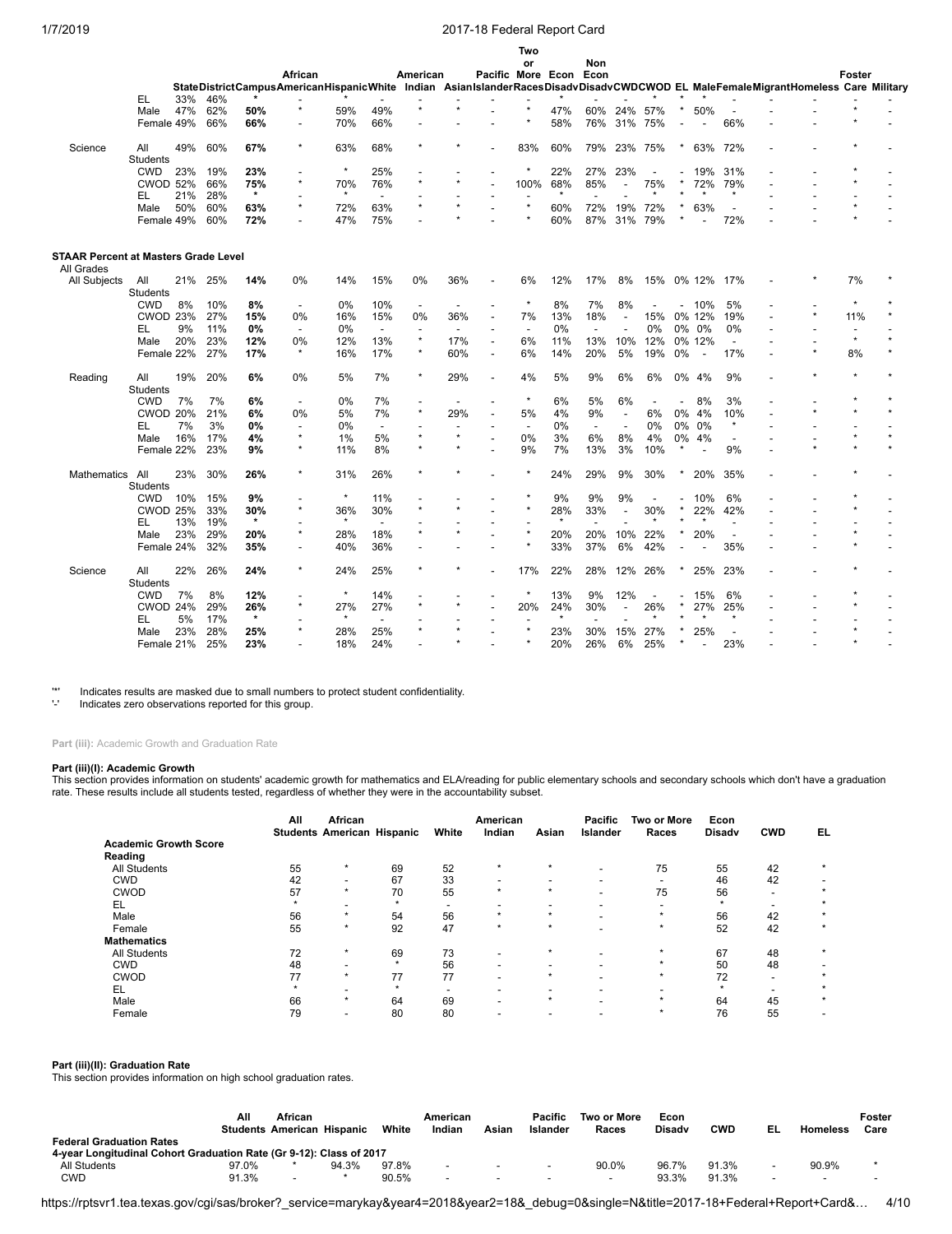| | | State | District | Campus | African American | Hispanic | White | American Indian | Asian | Pacific Islander | Two or More Races | Econ Disadv | Non Econ Disadv | CWD | CWOD | EL | Male | Female | Migrant | Homeless | Foster Care | Military |
|---|---|---|---|---|---|---|---|---|---|---|---|---|---|---|---|---|---|---|---|---|---|---|
| | EL | 33% | 46% | * | - | * | - | - | - | - | - | * | - | - | * | * | * | - | - | - | - | - |
| | Male | 47% | 62% | 50% | * | 59% | 49% | * | * | - | * | 47% | 60% | 24% | 57% | * | 50% | - | - | - | * | - |
| | Female | 49% | 66% | 66% | - | 70% | 66% | - | - | - | * | 58% | 76% | 31% | 75% | - | - | 66% | - | - | * | - |
| Science | All Students | 49% | 60% | 67% | * | 63% | 68% | * | * | - | 83% | 60% | 79% | 23% | 75% | * | 63% | 72% | - | - | * | - |
| | CWD | 23% | 19% | 23% | - | * | 25% | - | - | - | - | 22% | 27% | 23% | - | - | 19% | 31% | - | - | * | - |
| | CWOD | 52% | 66% | 75% | * | 70% | 76% | * | * | - | 100% | 68% | 85% | - | 75% | * | 72% | 79% | - | - | * | - |
| | EL | 21% | 28% | * | - | - | - | - | - | - | - | - | - | - | - | * | * | * | - | - | - | - |
| | Male | 50% | 60% | 63% | * | 72% | 63% | * | * | - | * | 60% | 72% | 19% | 72% | * | 63% | - | - | - | * | - |
| | Female | 49% | 60% | 72% | - | 47% | 75% | - | * | - | * | 60% | 87% | 31% | 79% | * | - | 72% | - | - | * | - |

**STAAR Percent at Masters Grade Level**

| | | | State | District | Campus | African American | Hispanic | White | American Indian | Asian | Pacific Islander | Two or More Races | Econ Disadv | Non Econ Disadv | CWD | CWOD | EL | Male | Female | Migrant | Homeless | Foster Care | Military |
|---|---|---|---|---|---|---|---|---|---|---|---|---|---|---|---|---|---|---|---|---|---|---|---|
| All Grades | All Subjects | All Students | 21% | 25% | 14% | 0% | 14% | 15% | 0% | 36% | - | 6% | 12% | 17% | 8% | 15% | 0% | 12% | 17% | - | * | 7% | * |
| | | CWD | 8% | 10% | 8% | - | 0% | 10% | - | - | - | * | 8% | 7% | 8% | - | - | 10% | 5% | - | - | * | * |
| | | CWOD | 23% | 27% | 15% | 0% | 16% | 15% | 0% | 36% | - | 7% | 13% | 18% | - | 15% | 0% | 12% | 19% | - | * | 11% | * |
| | | EL | 9% | 11% | 0% | - | 0% | - | - | - | - | - | 0% | - | - | 0% | 0% | 0% | 0% | - | - | - | - |
| | | Male | 20% | 23% | 12% | 0% | 12% | 13% | * | 17% | - | 6% | 11% | 13% | 10% | 12% | 0% | 12% | - | - | - | * | * |
| | | Female | 22% | 27% | 17% | * | 16% | 17% | * | 60% | - | 6% | 14% | 20% | 5% | 19% | 0% | - | 17% | - | * | 8% | * |
| | Reading | All Students | 19% | 20% | 6% | 0% | 5% | 7% | * | 29% | - | 4% | 5% | 9% | 6% | 6% | 0% | 4% | 9% | - | * | * | * |
| | | CWD | 7% | 7% | 6% | - | 0% | 7% | - | - | - | * | 6% | 5% | 6% | - | - | 8% | 3% | - | - | * | * |
| | | CWOD | 20% | 21% | 6% | 0% | 5% | 7% | * | 29% | - | 5% | 4% | 9% | - | 6% | 0% | 4% | 10% | - | * | * | * |
| | | EL | 7% | 3% | 0% | - | 0% | - | - | - | - | - | 0% | - | - | 0% | 0% | 0% | * | - | - | - | - |
| | | Male | 16% | 17% | 4% | * | 1% | 5% | * | * | - | 0% | 3% | 6% | 8% | 4% | 0% | 4% | - | - | - | * | * |
| | | Female | 22% | 23% | 9% | * | 11% | 8% | * | * | - | 9% | 7% | 13% | 3% | 10% | * | - | 9% | - | * | * | * |
| | Mathematics | All Students | 23% | 30% | 26% | * | 31% | 26% | * | * | - | * | 24% | 29% | 9% | 30% | * | 20% | 35% | - | - | * | - |
| | | CWD | 10% | 15% | 9% | - | * | 11% | - | - | - | * | 9% | 9% | 9% | - | - | 10% | 6% | - | - | * | - |
| | | CWOD | 25% | 33% | 30% | * | 36% | 30% | * | * | - | * | 28% | 33% | - | 30% | * | 22% | 42% | - | - | * | - |
| | | EL | 13% | 19% | * | - | * | - | - | - | - | - | * | - | - | * | * | * | - | - | - | - | - |
| | | Male | 23% | 29% | 20% | * | 28% | 18% | * | * | - | * | 20% | 20% | 10% | 22% | * | 20% | - | - | - | * | - |
| | | Female | 24% | 32% | 35% | - | 40% | 36% | - | - | - | * | 33% | 37% | 6% | 42% | - | - | 35% | - | - | * | - |
| | Science | All Students | 22% | 26% | 24% | * | 24% | 25% | * | * | - | 17% | 22% | 28% | 12% | 26% | * | 25% | 23% | - | - | * | - |
| | | CWD | 7% | 8% | 12% | - | * | 14% | - | - | - | * | 13% | 9% | 12% | - | - | 15% | 6% | - | - | * | - |
| | | CWOD | 24% | 29% | 26% | * | 27% | 27% | * | * | - | 20% | 24% | 30% | - | 26% | * | 27% | 25% | - | - | * | - |
| | | EL | 5% | 17% | * | - | * | - | - | - | - | - | * | - | - | * | * | * | * | - | - | - | - |
| | | Male | 23% | 28% | 25% | * | 28% | 25% | * | * | - | * | 23% | 30% | 15% | 27% | * | 25% | - | - | - | * | - |
| | | Female | 21% | 25% | 23% | - | 18% | 24% | - | * | - | * | 20% | 26% | 6% | 25% | * | - | 23% | - | - | * | - |

'*' Indicates results are masked due to small numbers to protect student confidentiality.
'-' Indicates zero observations reported for this group.

**Part (iii):** Academic Growth and Graduation Rate

**Part (iii)(I): Academic Growth**

This section provides information on students' academic growth for mathematics and ELA/reading for public elementary schools and secondary schools which don't have a graduation rate. These results include all students tested, regardless of whether they were in the accountability subset.

| | All Students | African American | Hispanic | White | American Indian | Asian | Pacific Islander | Two or More Races | Econ Disadv | CWD | EL |
|---|---|---|---|---|---|---|---|---|---|---|---|
| **Academic Growth Score** | | | | | | | | | | | |
| **Reading** | | | | | | | | | | | |
| All Students | 55 | * | 69 | 52 | * | * | - | 75 | 55 | 42 | * |
| CWD | 42 | - | 67 | 33 | - | - | - | - | 46 | 42 | - |
| CWOD | 57 | * | 70 | 55 | * | * | - | 75 | 56 | - | * |
| EL | * | - | * | - | - | - | - | - | * | - | * |
| Male | 56 | * | 54 | 56 | * | * | - | * | 56 | 42 | * |
| Female | 55 | * | 92 | 47 | * | * | - | * | 52 | 42 | * |
| **Mathematics** | | | | | | | | | | | |
| All Students | 72 | * | 69 | 73 | - | * | - | * | 67 | 48 | * |
| CWD | 48 | - | * | 56 | - | - | - | * | 50 | 48 | - |
| CWOD | 77 | * | 77 | 77 | - | * | - | * | 72 | - | * |
| EL | * | - | * | - | - | - | - | - | * | - | * |
| Male | 66 | * | 64 | 69 | - | * | - | * | 64 | 45 | * |
| Female | 79 | - | 80 | 80 | - | - | - | * | 76 | 55 | - |

**Part (iii)(II): Graduation Rate**

This section provides information on high school graduation rates.

| | All Students | African American | Hispanic | White | American Indian | Asian | Pacific Islander | Two or More Races | Econ Disadv | CWD | EL | Homeless | Foster Care |
|---|---|---|---|---|---|---|---|---|---|---|---|---|---|
| **Federal Graduation Rates** | | | | | | | | | | | | | |
| **4-year Longitudinal Cohort Graduation Rate (Gr 9-12): Class of 2017** | | | | | | | | | | | | | |
| All Students | 97.0% | * | 94.3% | 97.8% | - | - | - | 90.0% | 96.7% | 91.3% | - | 90.9% | * |
| CWD | 91.3% | - | * | 90.5% | - | - | - | - | 93.3% | 91.3% | - | - | - |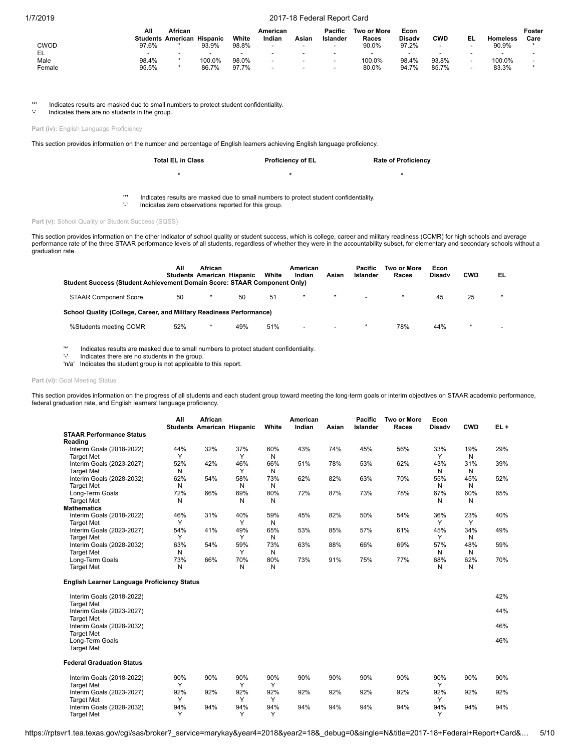| | All Students | African American | Hispanic | White | American Indian | Asian | Pacific Islander | Two or More Races | Econ Disadv | CWD | EL | Homeless | Foster Care |
|---|---|---|---|---|---|---|---|---|---|---|---|---|---|
| CWOD | 97.6% | * | 93.9% | 98.8% | - | - | - | 90.0% | 97.2% | - | - | 90.9% | * |
| EL | - | - | - | - | - | - | - | - | - | - | - | - | - |
| Male | 98.4% | * | 100.0% | 98.0% | - | - | - | 100.0% | 98.4% | 93.8% | - | 100.0% | - |
| Female | 95.5% | * | 86.7% | 97.7% | - | - | - | 80.0% | 94.7% | 85.7% | - | 83.3% | * |

'*' Indicates results are masked due to small numbers to protect student confidentiality.
'-' Indicates there are no students in the group.

**Part (iv):** English Language Proficiency

This section provides information on the number and percentage of English learners achieving English language proficiency.

| Total EL in Class | Proficiency of EL | Rate of Proficiency |
|---|---|---|
| * | * | * |

'*' Indicates results are masked due to small numbers to protect student confidentiality.
'-' Indicates zero observations reported for this group.

**Part (v):** School Quality or Student Success (SQSS)

This section provides information on the other indicator of school quality or student success, which is college, career and military readiness (CCMR) for high schools and average performance rate of the three STAAR performance levels of all students, regardless of whether they were in the accountability subset, for elementary and secondary schools without a graduation rate.

| | All Students | African American | Hispanic | White | American Indian | Asian | Pacific Islander | Two or More Races | Econ Disadv | CWD | EL |
|---|---|---|---|---|---|---|---|---|---|---|---|
| **Student Success (Student Achievement Domain Score: STAAR Component Only)** | | | | | | | | | | | |
| STAAR Component Score | 50 | * | 50 | 51 | * | * | - | * | 45 | 25 | * |
| **School Quality (College, Career, and Military Readiness Performance)** | | | | | | | | | | | |
| %Students meeting CCMR | 52% | * | 49% | 51% | - | - | * | 78% | 44% | * | - |

'*' Indicates results are masked due to small numbers to protect student confidentiality.
'-' Indicates there are no students in the group.
'n/a' Indicates the student group is not applicable to this report.

**Part (vi):** Goal Meeting Status

This section provides information on the progress of all students and each student group toward meeting the long-term goals or interim objectives on STAAR academic performance, federal graduation rate, and English learners' language proficiency.

| | All Students | African American | Hispanic | White | American Indian | Asian | Pacific Islander | Two or More Races | Econ Disadv | CWD | EL + |
|---|---|---|---|---|---|---|---|---|---|---|---|
| **STAAR Performance Status** | | | | | | | | | | | |
| **Reading** | | | | | | | | | | | |
| Interim Goals (2018-2022) | 44% | 32% | 37% | 60% | 43% | 74% | 45% | 56% | 33% | 19% | 29% |
| Target Met | Y | | Y | N | | | | | Y | N | |
| Interim Goals (2023-2027) | 52% | 42% | 46% | 66% | 51% | 78% | 53% | 62% | 43% | 31% | 39% |
| Target Met | N | | Y | N | | | | | N | N | |
| Interim Goals (2028-2032) | 62% | 54% | 58% | 73% | 62% | 82% | 63% | 70% | 55% | 45% | 52% |
| Target Met | N | | N | N | | | | | N | N | |
| Long-Term Goals | 72% | 66% | 69% | 80% | 72% | 87% | 73% | 78% | 67% | 60% | 65% |
| Target Met | N | | N | N | | | | | N | N | |
| **Mathematics** | | | | | | | | | | | |
| Interim Goals (2018-2022) | 46% | 31% | 40% | 59% | 45% | 82% | 50% | 54% | 36% | 23% | 40% |
| Target Met | Y | | Y | N | | | | | Y | Y | |
| Interim Goals (2023-2027) | 54% | 41% | 49% | 65% | 53% | 85% | 57% | 61% | 45% | 34% | 49% |
| Target Met | Y | | Y | N | | | | | Y | N | |
| Interim Goals (2028-2032) | 63% | 54% | 59% | 73% | 63% | 88% | 66% | 69% | 57% | 48% | 59% |
| Target Met | N | | Y | N | | | | | N | N | |
| Long-Term Goals | 73% | 66% | 70% | 80% | 73% | 91% | 75% | 77% | 68% | 62% | 70% |
| Target Met | N | | N | N | | | | | N | N | |
| **English Learner Language Proficiency Status** | | | | | | | | | | | |
| Interim Goals (2018-2022) | | | | | | | | | | | 42% |
| Target Met | | | | | | | | | | | |
| Interim Goals (2023-2027) | | | | | | | | | | | 44% |
| Target Met | | | | | | | | | | | |
| Interim Goals (2028-2032) | | | | | | | | | | | 46% |
| Target Met | | | | | | | | | | | |
| Long-Term Goals | | | | | | | | | | | 46% |
| Target Met | | | | | | | | | | | |
| **Federal Graduation Status** | | | | | | | | | | | |
| Interim Goals (2018-2022) | 90% | 90% | 90% | 90% | 90% | 90% | 90% | 90% | 90% | 90% | 90% |
| Target Met | Y | | Y | Y | | | | | Y | | |
| Interim Goals (2023-2027) | 92% | 92% | 92% | 92% | 92% | 92% | 92% | 92% | 92% | 92% | 92% |
| Target Met | Y | | Y | Y | | | | | Y | | |
| Interim Goals (2028-2032) | 94% | 94% | 94% | 94% | 94% | 94% | 94% | 94% | 94% | 94% | 94% |
| Target Met | Y | | Y | Y | | | | | Y | | |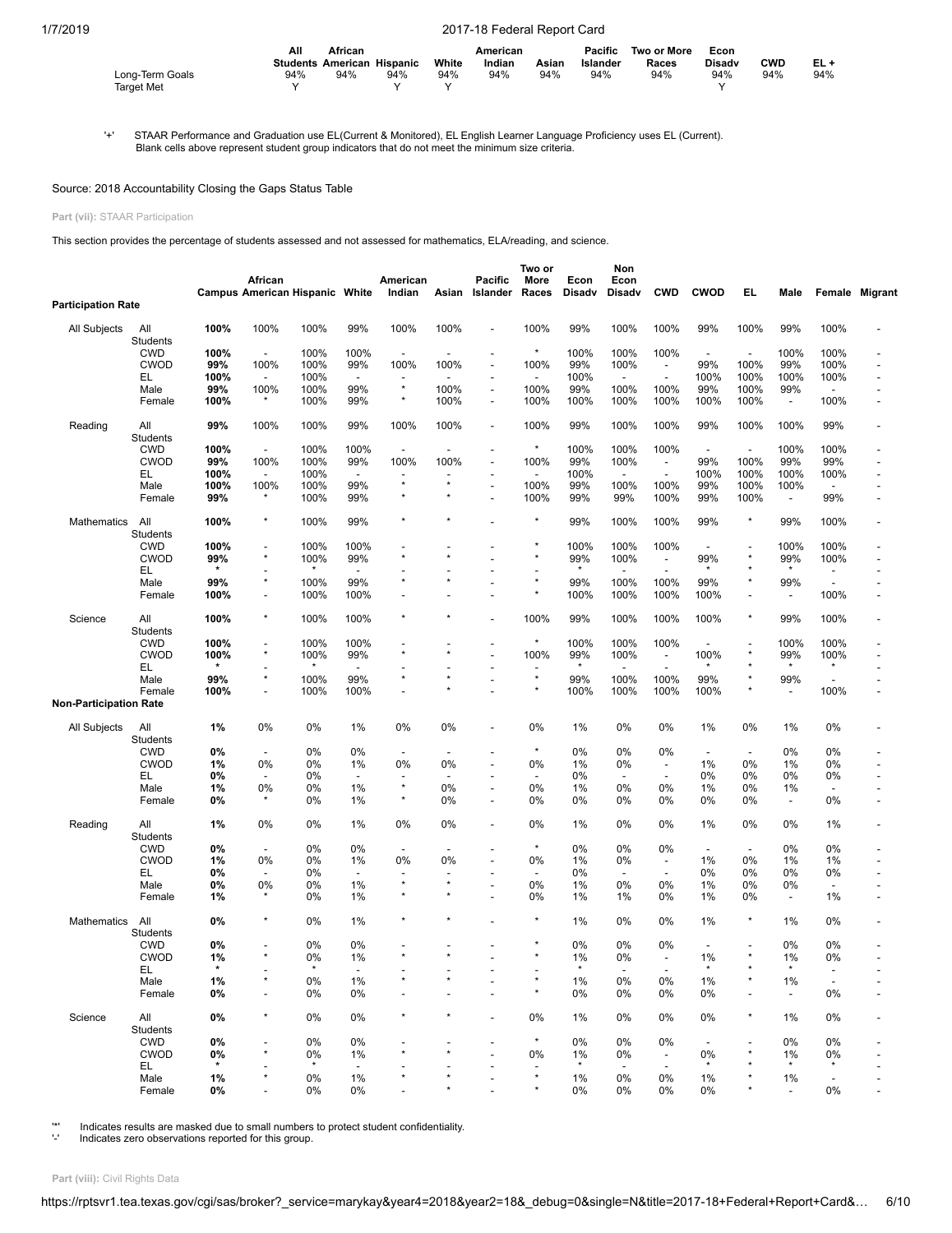|  | All Students | African American | Hispanic | White | American Indian | Asian | Pacific Islander | Two or More Races | Econ Disadv | CWD | EL + |
|---|---|---|---|---|---|---|---|---|---|---|---|
| Long-Term Goals | 94% | 94% | 94% | 94% | 94% | 94% | 94% | 94% | 94% | 94% | 94% |
| Target Met | Y |  | Y | Y |  |  |  |  | Y |  |  |

'+' STAAR Performance and Graduation use EL(Current & Monitored), EL English Learner Language Proficiency uses EL (Current).
Blank cells above represent student group indicators that do not meet the minimum size criteria.

Source: 2018 Accountability Closing the Gaps Status Table

**Part (vii):** STAAR Participation

This section provides the percentage of students assessed and not assessed for mathematics, ELA/reading, and science.

| Participation Rate |  | Campus | African American | Hispanic | White | American Indian | Asian | Pacific Islander | Two or More Races | Econ Disadv | Non Econ Disadv | CWD | CWOD | EL | Male | Female | Migrant |
|---|---|---|---|---|---|---|---|---|---|---|---|---|---|---|---|---|---|
| All Subjects | All Students | **100%** | 100% | 100% | 99% | 100% | 100% | - | 100% | 99% | 100% | 100% | 99% | 100% | 99% | 100% | - |
|  | CWD | **100%** | - | 100% | 100% | - | - | - | * | 100% | 100% | 100% | - | - | 100% | 100% | - |
|  | CWOD | **99%** | 100% | 100% | 99% | 100% | 100% | - | 100% | 99% | 100% | - | 99% | 100% | 99% | 100% | - |
|  | EL | **100%** | - | 100% | - | - | - | - | - | 100% | - | - | 100% | 100% | 100% | 100% | - |
|  | Male | **99%** | 100% | 100% | 99% | * | 100% | - | 100% | 99% | 100% | 100% | 99% | 100% | 99% | - | - |
|  | Female | **100%** | * | 100% | 99% | * | 100% | - | 100% | 100% | 100% | 100% | 100% | 100% | - | 100% | - |
| Reading | All Students | **99%** | 100% | 100% | 99% | 100% | 100% | - | 100% | 99% | 100% | 100% | 99% | 100% | 100% | 99% | - |
|  | CWD | **100%** | - | 100% | 100% | - | - | - | * | 100% | 100% | 100% | - | - | 100% | 100% | - |
|  | CWOD | **99%** | 100% | 100% | 99% | 100% | 100% | - | 100% | 99% | 100% | - | 99% | 100% | 99% | 99% | - |
|  | EL | **100%** | - | 100% | - | - | - | - | - | 100% | - | - | 100% | 100% | 100% | 100% | - |
|  | Male | **100%** | 100% | 100% | 99% | * | * | - | 100% | 99% | 100% | 100% | 99% | 100% | 100% | - | - |
|  | Female | **99%** | * | 100% | 99% | * | * | - | 100% | 99% | 99% | 100% | 99% | 100% | - | 99% | - |
| Mathematics | All Students | **100%** | * | 100% | 99% | * | * | - | * | 99% | 100% | 100% | 99% | * | 99% | 100% | - |
|  | CWD | **100%** | - | 100% | 100% | - | - | - | * | 100% | 100% | 100% | - | - | 100% | 100% | - |
|  | CWOD | **99%** | * | 100% | 99% | * | * | - | * | 99% | 100% | - | 99% | * | 99% | 100% | - |
|  | EL | * | - | * | - | - | - | - | - | * | - | - | * | * | * | - | - |
|  | Male | **99%** | * | 100% | 99% | * | * | - | * | 99% | 100% | 100% | 99% | * | 99% | - | - |
|  | Female | **100%** | - | 100% | 100% | - | - | - | * | 100% | 100% | 100% | 100% | - | - | 100% | - |
| Science | All Students | **100%** | * | 100% | 100% | * | * | - | 100% | 99% | 100% | 100% | 100% | * | 99% | 100% | - |
|  | CWD | **100%** | - | 100% | 100% | - | - | - | * | 100% | 100% | 100% | - | - | 100% | 100% | - |
|  | CWOD | **100%** | * | 100% | 99% | * | * | - | 100% | 99% | 100% | - | 100% | * | 99% | 100% | - |
|  | EL | * | - | * | - | - | - | - | - | * | - | - | * | * | * | * | - |
|  | Male | **99%** | * | 100% | 99% | * | * | - | * | 99% | 100% | 100% | 99% | * | 99% | - | - |
|  | Female | **100%** | - | 100% | 100% | - | * | - | * | 100% | 100% | 100% | 100% | * | - | 100% | - |
| **Non-Participation Rate** |  |  |  |  |  |  |  |  |  |  |  |  |  |  |  |  |  |
| All Subjects | All Students | **1%** | 0% | 0% | 1% | 0% | 0% | - | 0% | 1% | 0% | 0% | 1% | 0% | 1% | 0% | - |
|  | CWD | **0%** | - | 0% | 0% | - | - | - | * | 0% | 0% | 0% | - | - | 0% | 0% | - |
|  | CWOD | **1%** | 0% | 0% | 1% | 0% | 0% | - | 0% | 1% | 0% | - | 1% | 0% | 1% | 0% | - |
|  | EL | **0%** | - | 0% | - | - | - | - | - | 0% | - | - | 0% | 0% | 0% | 0% | - |
|  | Male | **1%** | 0% | 0% | 1% | * | 0% | - | 0% | 1% | 0% | 0% | 1% | 0% | 1% | - | - |
|  | Female | **0%** | * | 0% | 1% | * | 0% | - | 0% | 0% | 0% | 0% | 0% | 0% | - | 0% | - |
| Reading | All Students | **1%** | 0% | 0% | 1% | 0% | 0% | - | 0% | 1% | 0% | 0% | 1% | 0% | 0% | 1% | - |
|  | CWD | **0%** | - | 0% | 0% | - | - | - | * | 0% | 0% | 0% | - | - | 0% | 0% | - |
|  | CWOD | **1%** | 0% | 0% | 1% | 0% | 0% | - | 0% | 1% | 0% | - | 1% | 0% | 1% | 1% | - |
|  | EL | **0%** | - | 0% | - | - | - | - | - | 0% | - | - | 0% | 0% | 0% | 0% | - |
|  | Male | **0%** | 0% | 0% | 1% | * | * | - | 0% | 1% | 0% | 0% | 1% | 0% | 0% | - | - |
|  | Female | **1%** | * | 0% | 1% | * | * | - | 0% | 1% | 1% | 0% | 1% | 0% | - | 1% | - |
| Mathematics | All Students | **0%** | * | 0% | 1% | * | * | - | * | 1% | 0% | 0% | 1% | * | 1% | 0% | - |
|  | CWD | **0%** | - | 0% | 0% | - | - | - | * | 0% | 0% | 0% | - | - | 0% | 0% | - |
|  | CWOD | **1%** | * | 0% | 1% | * | * | - | * | 1% | 0% | - | 1% | * | 1% | 0% | - |
|  | EL | * | - | * | - | - | - | - | - | * | - | - | * | * | * | - | - |
|  | Male | **1%** | * | 0% | 1% | * | * | - | * | 1% | 0% | 0% | 1% | * | 1% | - | - |
|  | Female | **0%** | - | 0% | 0% | - | - | - | * | 0% | 0% | 0% | 0% | - | - | 0% | - |
| Science | All Students | **0%** | * | 0% | 0% | * | * | - | 0% | 1% | 0% | 0% | 0% | * | 1% | 0% | - |
|  | CWD | **0%** | - | 0% | 0% | - | - | - | * | 0% | 0% | 0% | - | - | 0% | 0% | - |
|  | CWOD | **0%** | * | 0% | 1% | * | * | - | 0% | 1% | 0% | - | 0% | * | 1% | 0% | - |
|  | EL | * | - | * | - | - | - | - | - | * | - | - | * | * | * | * | - |
|  | Male | **1%** | * | 0% | 1% | * | * | - | * | 1% | 0% | 0% | 1% | * | 1% | - | - |
|  | Female | **0%** | - | 0% | 0% | - | * | - | * | 0% | 0% | 0% | 0% | * | - | 0% | - |

'*' Indicates results are masked due to small numbers to protect student confidentiality.
'-' Indicates zero observations reported for this group.

**Part (viii):** Civil Rights Data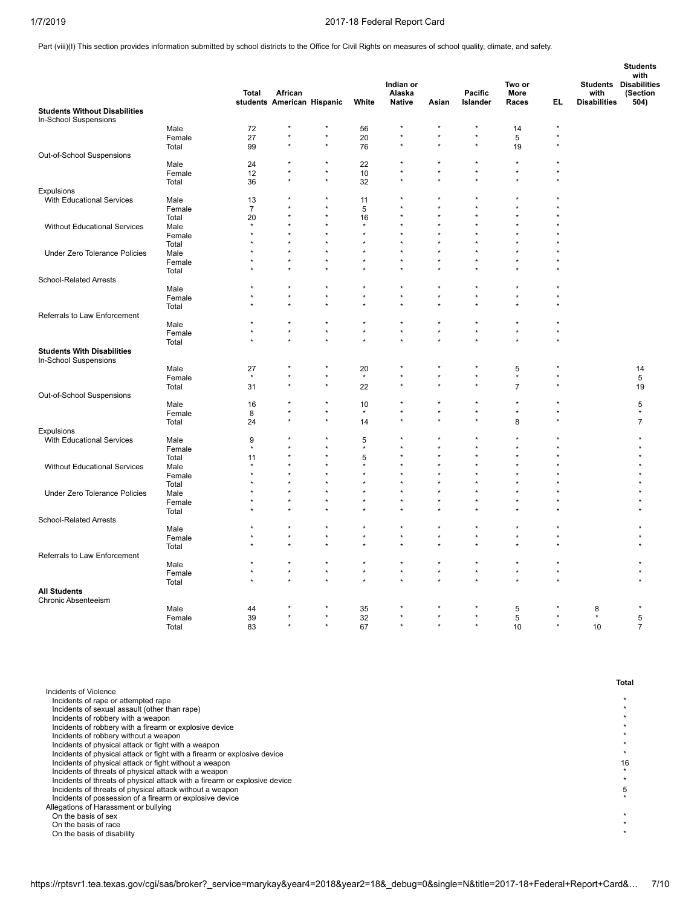Part (viii)(I) This section provides information submitted by school districts to the Office for Civil Rights on measures of school quality, climate, and safety.

| | | Total students | African American | Hispanic | White | Indian or Alaska Native | Asian | Pacific Islander | Two or More Races | EL | Students with Disabilities | Students with Disabilities (Section 504) |
|---|---|---|---|---|---|---|---|---|---|---|---|---|
| **Students Without Disabilities** | | | | | | | | | | | | |
| In-School Suspensions | | | | | | | | | | | | |
| | Male | 72 | * | * | 56 | * | * | * | 14 | * | | |
| | Female | 27 | * | * | 20 | * | * | * | 5 | * | | |
| | Total | 99 | * | * | 76 | * | * | * | 19 | * | | |
| Out-of-School Suspensions | | | | | | | | | | | | |
| | Male | 24 | * | * | 22 | * | * | * | * | * | | |
| | Female | 12 | * | * | 10 | * | * | * | * | * | | |
| | Total | 36 | * | * | 32 | * | * | * | * | * | | |
| Expulsions | | | | | | | | | | | | |
| With Educational Services | Male | 13 | * | * | 11 | * | * | * | * | * | | |
| | Female | 7 | * | * | 5 | * | * | * | * | * | | |
| | Total | 20 | * | * | 16 | * | * | * | * | * | | |
| Without Educational Services | Male | * | * | * | * | * | * | * | * | * | | |
| | Female | * | * | * | * | * | * | * | * | * | | |
| | Total | * | * | * | * | * | * | * | * | * | | |
| Under Zero Tolerance Policies | Male | * | * | * | * | * | * | * | * | * | | |
| | Female | * | * | * | * | * | * | * | * | * | | |
| | Total | * | * | * | * | * | * | * | * | * | | |
| School-Related Arrests | | | | | | | | | | | | |
| | Male | * | * | * | * | * | * | * | * | * | | |
| | Female | * | * | * | * | * | * | * | * | * | | |
| | Total | * | * | * | * | * | * | * | * | * | | |
| Referrals to Law Enforcement | | | | | | | | | | | | |
| | Male | * | * | * | * | * | * | * | * | * | | |
| | Female | * | * | * | * | * | * | * | * | * | | |
| | Total | * | * | * | * | * | * | * | * | * | | |
| **Students With Disabilities** | | | | | | | | | | | | |
| In-School Suspensions | | | | | | | | | | | | |
| | Male | 27 | * | * | 20 | * | * | * | 5 | * | | 14 |
| | Female | * | * | * | * | * | * | * | * | * | | 5 |
| | Total | 31 | * | * | 22 | * | * | * | 7 | * | | 19 |
| Out-of-School Suspensions | | | | | | | | | | | | |
| | Male | 16 | * | * | 10 | * | * | * | * | * | | 5 |
| | Female | 8 | * | * | * | * | * | * | * | * | | * |
| | Total | 24 | * | * | 14 | * | * | * | 8 | * | | 7 |
| Expulsions | | | | | | | | | | | | |
| With Educational Services | Male | 9 | * | * | 5 | * | * | * | * | * | | * |
| | Female | * | * | * | * | * | * | * | * | * | | * |
| | Total | 11 | * | * | 5 | * | * | * | * | * | | * |
| Without Educational Services | Male | * | * | * | * | * | * | * | * | * | | * |
| | Female | * | * | * | * | * | * | * | * | * | | * |
| | Total | * | * | * | * | * | * | * | * | * | | * |
| Under Zero Tolerance Policies | Male | * | * | * | * | * | * | * | * | * | | * |
| | Female | * | * | * | * | * | * | * | * | * | | * |
| | Total | * | * | * | * | * | * | * | * | * | | * |
| School-Related Arrests | | | | | | | | | | | | |
| | Male | * | * | * | * | * | * | * | * | * | | * |
| | Female | * | * | * | * | * | * | * | * | * | | * |
| | Total | * | * | * | * | * | * | * | * | * | | * |
| Referrals to Law Enforcement | | | | | | | | | | | | |
| | Male | * | * | * | * | * | * | * | * | * | | * |
| | Female | * | * | * | * | * | * | * | * | * | | * |
| | Total | * | * | * | * | * | * | * | * | * | | * |
| **All Students** | | | | | | | | | | | | |
| Chronic Absenteeism | | | | | | | | | | | | |
| | Male | 44 | * | * | 35 | * | * | * | 5 | * | 8 | * |
| | Female | 39 | * | * | 32 | * | * | * | 5 | * | * | 5 |
| | Total | 83 | * | * | 67 | * | * | * | 10 | * | 10 | 7 |

| | Total |
|---|---|
| Incidents of Violence | |
| Incidents of rape or attempted rape | * |
| Incidents of sexual assault (other than rape) | * |
| Incidents of robbery with a weapon | * |
| Incidents of robbery with a firearm or explosive device | * |
| Incidents of robbery without a weapon | * |
| Incidents of physical attack or fight with a weapon | * |
| Incidents of physical attack or fight with a firearm or explosive device | * |
| Incidents of physical attack or fight without a weapon | 16 |
| Incidents of threats of physical attack with a weapon | * |
| Incidents of threats of physical attack with a firearm or explosive device | * |
| Incidents of threats of physical attack without a weapon | 5 |
| Incidents of possession of a firearm or explosive device | * |
| Allegations of Harassment or bullying | |
| On the basis of sex | * |
| On the basis of race | * |
| On the basis of disability | * |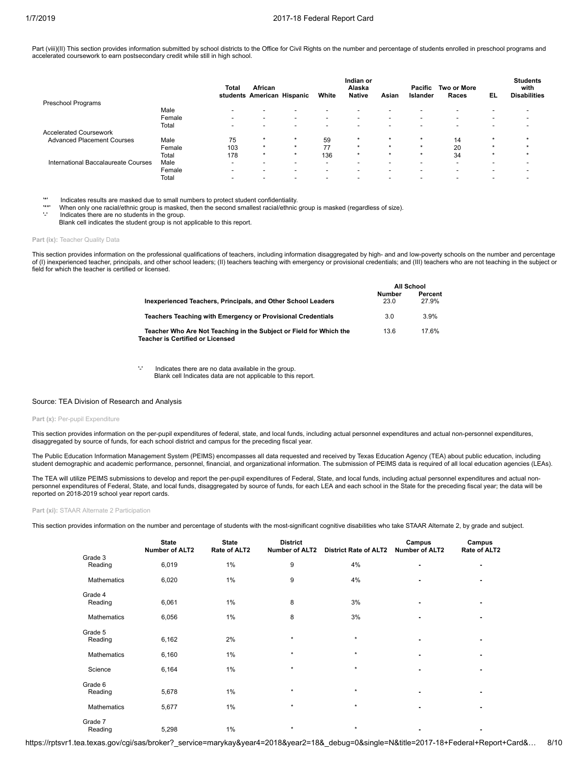Part (viii)(II) This section provides information submitted by school districts to the Office for Civil Rights on the number and percentage of students enrolled in preschool programs and accelerated coursework to earn postsecondary credit while still in high school.

| | | Total students | African American | Hispanic | White | Indian or Alaska Native | Asian | Pacific Islander | Two or More Races | EL | Students with Disabilities |
|---|---|---|---|---|---|---|---|---|---|---|---|
| Preschool Programs | | | | | | | | | | | |
| | Male | - | - | - | - | - | - | - | - | - | - |
| | Female | - | - | - | - | - | - | - | - | - | - |
| | Total | - | - | - | - | - | - | - | - | - | - |
| Accelerated Coursework | | | | | | | | | | | |
| Advanced Placement Courses | Male | 75 | * | * | 59 | * | * | * | 14 | * | * |
| | Female | 103 | * | * | 77 | * | * | * | 20 | * | * |
| | Total | 178 | * | * | 136 | * | * | * | 34 | * | * |
| International Baccalaureate Courses | Male | - | - | - | - | - | - | - | - | - | - |
| | Female | - | - | - | - | - | - | - | - | - | - |
| | Total | - | - | - | - | - | - | - | - | - | - |

'*' Indicates results are masked due to small numbers to protect student confidentiality.
'**' When only one racial/ethnic group is masked, then the second smallest racial/ethnic group is masked (regardless of size).
'-' Indicates there are no students in the group.
Blank cell indicates the student group is not applicable to this report.

**Part (ix):** Teacher Quality Data

This section provides information on the professional qualifications of teachers, including information disaggregated by high- and and low-poverty schools on the number and percentage of (I) inexperienced teacher, principals, and other school leaders; (II) teachers teaching with emergency or provisional credentials; and (III) teachers who are not teaching in the subject or field for which the teacher is certified or licensed.

| | All School | |
|---|---|---|
| | **Number** | **Percent** |
| **Inexperienced Teachers, Principals, and Other School Leaders** | 23.0 | 27.9% |
| **Teachers Teaching with Emergency or Provisional Credentials** | 3.0 | 3.9% |
| **Teacher Who Are Not Teaching in the Subject or Field for Which the Teacher is Certified or Licensed** | 13.6 | 17.6% |

'-' Indicates there are no data available in the group.
Blank cell Indicates data are not applicable to this report.

Source: TEA Division of Research and Analysis

**Part (x):** Per-pupil Expenditure

This section provides information on the per-pupil expenditures of federal, state, and local funds, including actual personnel expenditures and actual non-personnel expenditures, disaggregated by source of funds, for each school district and campus for the preceding fiscal year.

The Public Education Information Management System (PEIMS) encompasses all data requested and received by Texas Education Agency (TEA) about public education, including student demographic and academic performance, personnel, financial, and organizational information. The submission of PEIMS data is required of all local education agencies (LEAs).

The TEA will utilize PEIMS submissions to develop and report the per-pupil expenditures of Federal, State, and local funds, including actual personnel expenditures and actual non-personnel expenditures of Federal, State, and local funds, disaggregated by source of funds, for each LEA and each school in the State for the preceding fiscal year; the data will be reported on 2018-2019 school year report cards.

**Part (xi):** STAAR Alternate 2 Participation

This section provides information on the number and percentage of students with the most-significant cognitive disabilities who take STAAR Alternate 2, by grade and subject.

| | State Number of ALT2 | State Rate of ALT2 | District Number of ALT2 | District Rate of ALT2 | Campus Number of ALT2 | Campus Rate of ALT2 |
|---|---|---|---|---|---|---|
| Grade 3 | | | | | | |
| Reading | 6,019 | 1% | 9 | 4% | - | - |
| Mathematics | 6,020 | 1% | 9 | 4% | - | - |
| Grade 4 | | | | | | |
| Reading | 6,061 | 1% | 8 | 3% | - | - |
| Mathematics | 6,056 | 1% | 8 | 3% | - | - |
| Grade 5 | | | | | | |
| Reading | 6,162 | 2% | * | * | - | - |
| Mathematics | 6,160 | 1% | * | * | - | - |
| Science | 6,164 | 1% | * | * | - | - |
| Grade 6 | | | | | | |
| Reading | 5,678 | 1% | * | * | - | - |
| Mathematics | 5,677 | 1% | * | * | - | - |
| Grade 7 | | | | | | |
| Reading | 5,298 | 1% | * | * | - | - |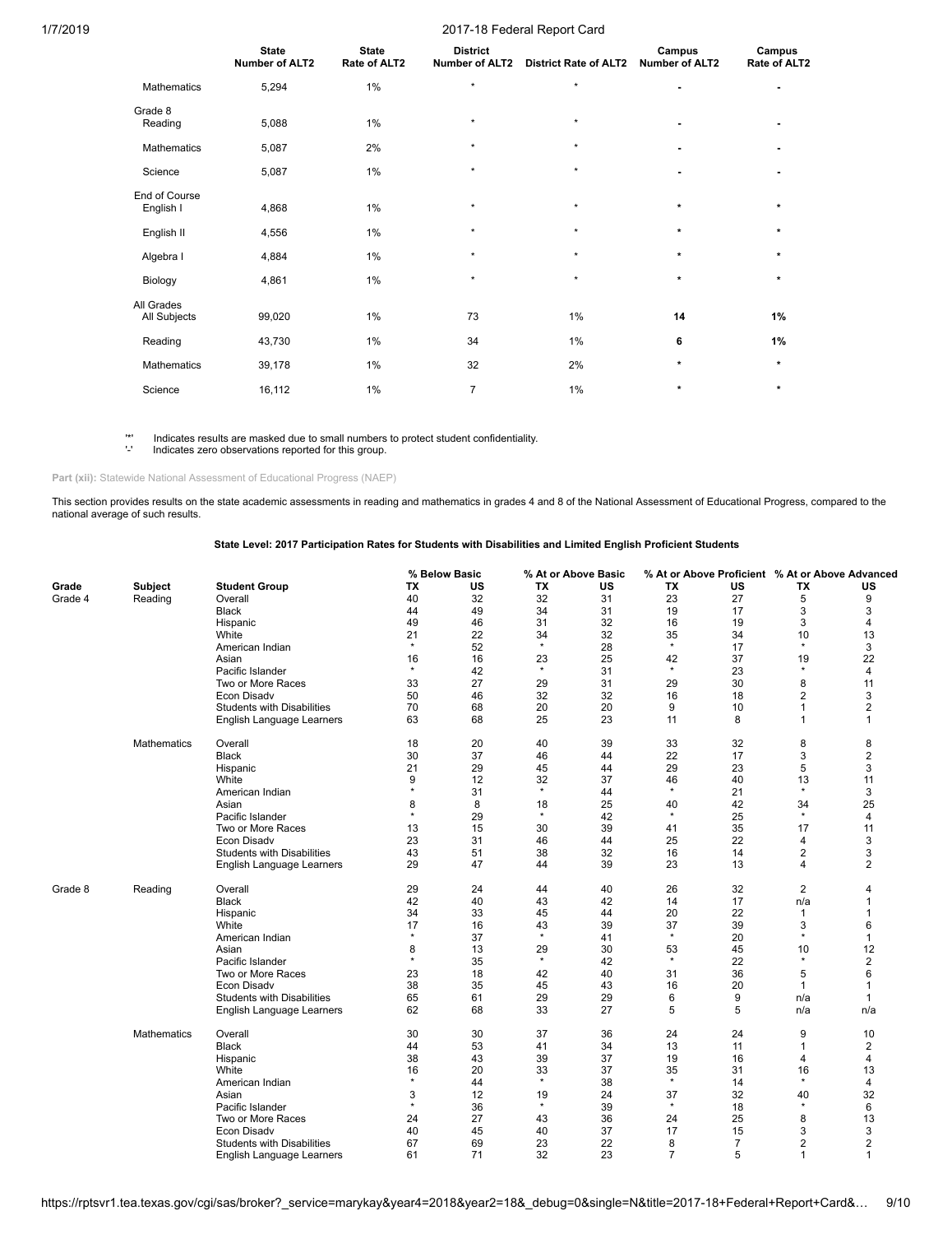| | State Number of ALT2 | State Rate of ALT2 | District Number of ALT2 | District Rate of ALT2 | Campus Number of ALT2 | Campus Rate of ALT2 |
|---|---|---|---|---|---|---|
| Mathematics | 5,294 | 1% | * | * | - | - |
| **Grade 8** | | | | | | |
| Reading | 5,088 | 1% | * | * | - | - |
| Mathematics | 5,087 | 2% | * | * | - | - |
| Science | 5,087 | 1% | * | * | - | - |
| **End of Course** | | | | | | |
| English I | 4,868 | 1% | * | * | * | * |
| English II | 4,556 | 1% | * | * | * | * |
| Algebra I | 4,884 | 1% | * | * | * | * |
| Biology | 4,861 | 1% | * | * | * | * |
| **All Grades** | | | | | | |
| All Subjects | 99,020 | 1% | 73 | 1% | **14** | **1%** |
| Reading | 43,730 | 1% | 34 | 1% | **6** | **1%** |
| Mathematics | 39,178 | 1% | 32 | 2% | * | * |
| Science | 16,112 | 1% | 7 | 1% | * | * |

'*' Indicates results are masked due to small numbers to protect student confidentiality.
'-' Indicates zero observations reported for this group.

**Part (xii):** Statewide National Assessment of Educational Progress (NAEP)

This section provides results on the state academic assessments in reading and mathematics in grades 4 and 8 of the National Assessment of Educational Progress, compared to the national average of such results.

### State Level: 2017 Participation Rates for Students with Disabilities and Limited English Proficient Students

| | | | % Below Basic | | % At or Above Basic | | % At or Above Proficient | | % At or Above Advanced | |
|---|---|---|---|---|---|---|---|---|---|---|
| Grade | Subject | Student Group | TX | US | TX | US | TX | US | TX | US |
| Grade 4 | Reading | Overall | 40 | 32 | 32 | 31 | 23 | 27 | 5 | 9 |
| | | Black | 44 | 49 | 34 | 31 | 19 | 17 | 3 | 3 |
| | | Hispanic | 49 | 46 | 31 | 32 | 16 | 19 | 3 | 4 |
| | | White | 21 | 22 | 34 | 32 | 35 | 34 | 10 | 13 |
| | | American Indian | * | 52 | * | 28 | * | 17 | * | 3 |
| | | Asian | 16 | 16 | 23 | 25 | 42 | 37 | 19 | 22 |
| | | Pacific Islander | * | 42 | * | 31 | * | 23 | * | 4 |
| | | Two or More Races | 33 | 27 | 29 | 31 | 29 | 30 | 8 | 11 |
| | | Econ Disadv | 50 | 46 | 32 | 32 | 16 | 18 | 2 | 3 |
| | | Students with Disabilities | 70 | 68 | 20 | 20 | 9 | 10 | 1 | 2 |
| | | English Language Learners | 63 | 68 | 25 | 23 | 11 | 8 | 1 | 1 |
| | Mathematics | Overall | 18 | 20 | 40 | 39 | 33 | 32 | 8 | 8 |
| | | Black | 30 | 37 | 46 | 44 | 22 | 17 | 3 | 2 |
| | | Hispanic | 21 | 29 | 45 | 44 | 29 | 23 | 5 | 3 |
| | | White | 9 | 12 | 32 | 37 | 46 | 40 | 13 | 11 |
| | | American Indian | * | 31 | * | 44 | * | 21 | * | 3 |
| | | Asian | 8 | 8 | 18 | 25 | 40 | 42 | 34 | 25 |
| | | Pacific Islander | * | 29 | * | 42 | * | 25 | * | 4 |
| | | Two or More Races | 13 | 15 | 30 | 39 | 41 | 35 | 17 | 11 |
| | | Econ Disadv | 23 | 31 | 46 | 44 | 25 | 22 | 4 | 3 |
| | | Students with Disabilities | 43 | 51 | 38 | 32 | 16 | 14 | 2 | 3 |
| | | English Language Learners | 29 | 47 | 44 | 39 | 23 | 13 | 4 | 2 |
| Grade 8 | Reading | Overall | 29 | 24 | 44 | 40 | 26 | 32 | 2 | 4 |
| | | Black | 42 | 40 | 43 | 42 | 14 | 17 | n/a | 1 |
| | | Hispanic | 34 | 33 | 45 | 44 | 20 | 22 | 1 | 1 |
| | | White | 17 | 16 | 43 | 39 | 37 | 39 | 3 | 6 |
| | | American Indian | * | 37 | * | 41 | * | 20 | * | 1 |
| | | Asian | 8 | 13 | 29 | 30 | 53 | 45 | 10 | 12 |
| | | Pacific Islander | * | 35 | * | 42 | * | 22 | * | 2 |
| | | Two or More Races | 23 | 18 | 42 | 40 | 31 | 36 | 5 | 6 |
| | | Econ Disadv | 38 | 35 | 45 | 43 | 16 | 20 | 1 | 1 |
| | | Students with Disabilities | 65 | 61 | 29 | 29 | 6 | 9 | n/a | 1 |
| | | English Language Learners | 62 | 68 | 33 | 27 | 5 | 5 | n/a | n/a |
| | Mathematics | Overall | 30 | 30 | 37 | 36 | 24 | 24 | 9 | 10 |
| | | Black | 44 | 53 | 41 | 34 | 13 | 11 | 1 | 2 |
| | | Hispanic | 38 | 43 | 39 | 37 | 19 | 16 | 4 | 4 |
| | | White | 16 | 20 | 33 | 37 | 35 | 31 | 16 | 13 |
| | | American Indian | * | 44 | * | 38 | * | 14 | * | 4 |
| | | Asian | 3 | 12 | 19 | 24 | 37 | 32 | 40 | 32 |
| | | Pacific Islander | * | 36 | * | 39 | * | 18 | * | 6 |
| | | Two or More Races | 24 | 27 | 43 | 36 | 24 | 25 | 8 | 13 |
| | | Econ Disadv | 40 | 45 | 40 | 37 | 17 | 15 | 3 | 3 |
| | | Students with Disabilities | 67 | 69 | 23 | 22 | 8 | 7 | 2 | 2 |
| | | English Language Learners | 61 | 71 | 32 | 23 | 7 | 5 | 1 | 1 |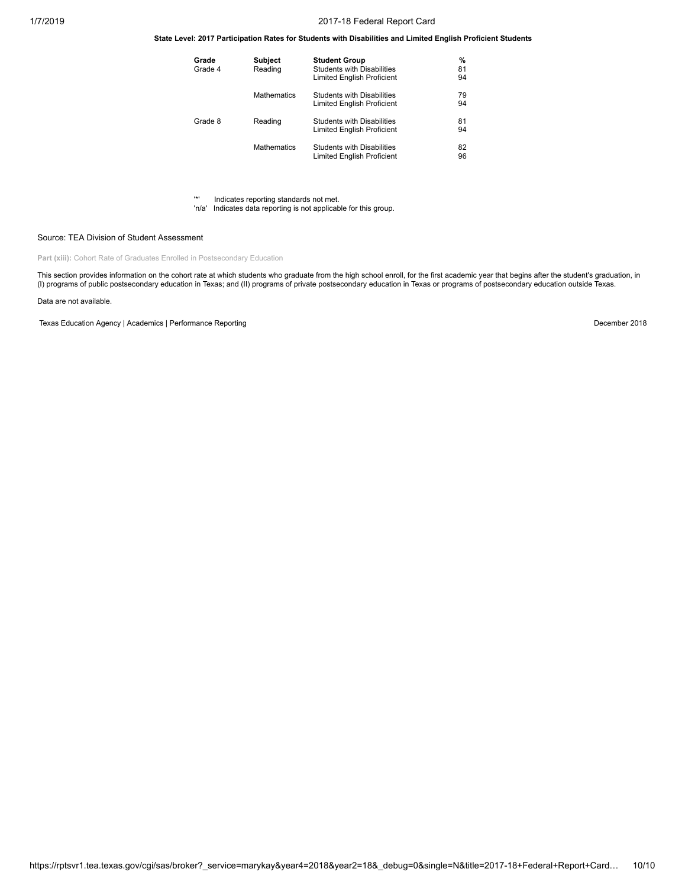**State Level: 2017 Participation Rates for Students with Disabilities and Limited English Proficient Students**

| Grade | Subject | Student Group | % |
|---|---|---|---|
| Grade 4 | Reading | Students with Disabilities | 81 |
| | | Limited English Proficient | 94 |
| | Mathematics | Students with Disabilities | 79 |
| | | Limited English Proficient | 94 |
| Grade 8 | Reading | Students with Disabilities | 81 |
| | | Limited English Proficient | 94 |
| | Mathematics | Students with Disabilities | 82 |
| | | Limited English Proficient | 96 |

'*' Indicates reporting standards not met.
'n/a' Indicates data reporting is not applicable for this group.

Source: TEA Division of Student Assessment

**Part (xiii):** Cohort Rate of Graduates Enrolled in Postsecondary Education

This section provides information on the cohort rate at which students who graduate from the high school enroll, for the first academic year that begins after the student's graduation, in (I) programs of public postsecondary education in Texas; and (II) programs of private postsecondary education in Texas or programs of postsecondary education outside Texas.

Data are not available.

Texas Education Agency | Academics | Performance Reporting

December 2018